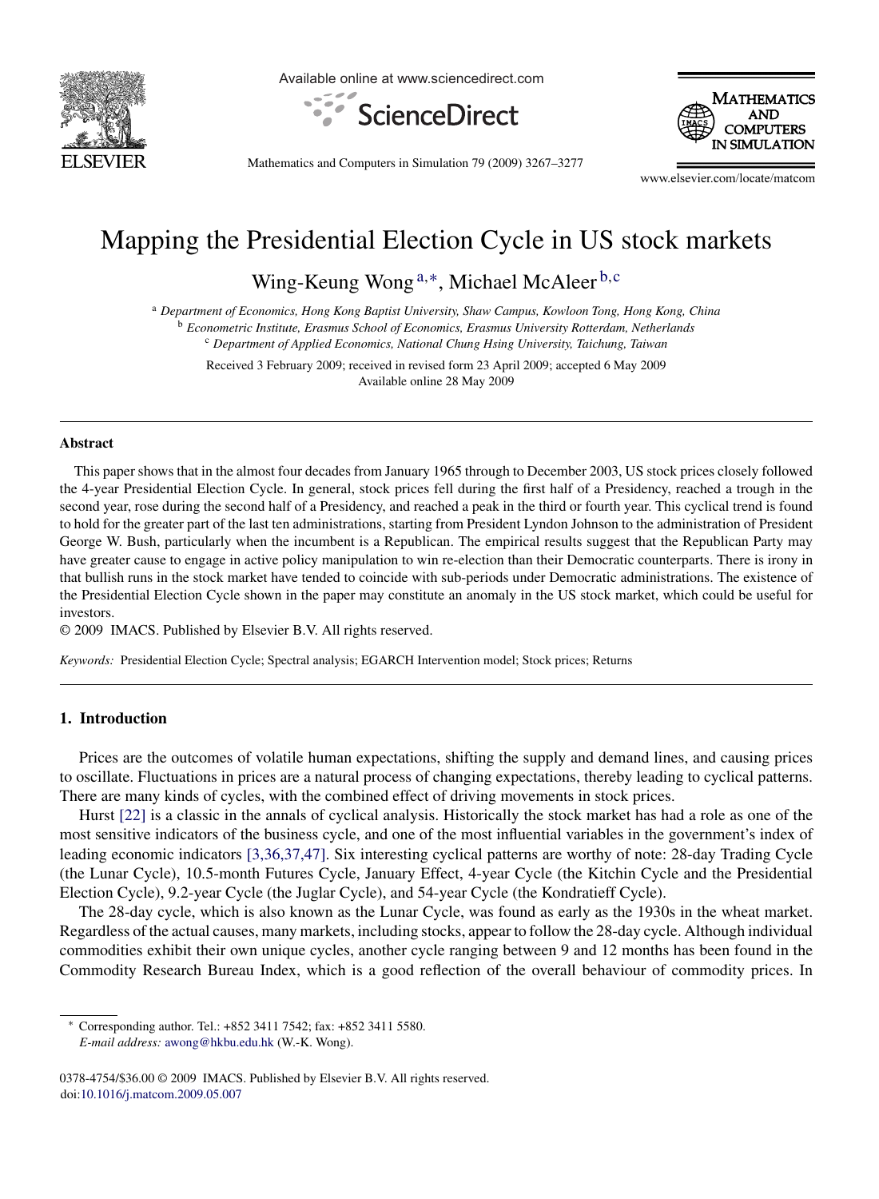# Mapping the Presidential Election Cycle in US stock markets

Wing-Keung Wong [a,*], Michael McAleer [b,c]

[a] Department of Economics, Hong Kong Baptist University, Shaw Campus, Kowloon Tong, Hong Kong, China
[b] Econometric Institute, Erasmus School of Economics, Erasmus University Rotterdam, Netherlands
[c] Department of Applied Economics, National Chung Hsing University, Taichung, Taiwan

Received 3 February 2009; received in revised form 23 April 2009; accepted 6 May 2009
Available online 28 May 2009

## Abstract

This paper shows that in the almost four decades from January 1965 through to December 2003, US stock prices closely followed the 4-year Presidential Election Cycle. In general, stock prices fell during the first half of a Presidency, reached a trough in the second year, rose during the second half of a Presidency, and reached a peak in the third or fourth year. This cyclical trend is found to hold for the greater part of the last ten administrations, starting from President Lyndon Johnson to the administration of President George W. Bush, particularly when the incumbent is a Republican. The empirical results suggest that the Republican Party may have greater cause to engage in active policy manipulation to win re-election than their Democratic counterparts. There is irony in that bullish runs in the stock market have tended to coincide with sub-periods under Democratic administrations. The existence of the Presidential Election Cycle shown in the paper may constitute an anomaly in the US stock market, which could be useful for investors.

© 2009 IMACS. Published by Elsevier B.V. All rights reserved.

*Keywords:* Presidential Election Cycle; Spectral analysis; EGARCH Intervention model; Stock prices; Returns

## 1. Introduction

Prices are the outcomes of volatile human expectations, shifting the supply and demand lines, and causing prices to oscillate. Fluctuations in prices are a natural process of changing expectations, thereby leading to cyclical patterns. There are many kinds of cycles, with the combined effect of driving movements in stock prices.

Hurst [22] is a classic in the annals of cyclical analysis. Historically the stock market has had a role as one of the most sensitive indicators of the business cycle, and one of the most influential variables in the government's index of leading economic indicators [3,36,37,47]. Six interesting cyclical patterns are worthy of note: 28-day Trading Cycle (the Lunar Cycle), 10.5-month Futures Cycle, January Effect, 4-year Cycle (the Kitchin Cycle and the Presidential Election Cycle), 9.2-year Cycle (the Juglar Cycle), and 54-year Cycle (the Kondratieff Cycle).

The 28-day cycle, which is also known as the Lunar Cycle, was found as early as the 1930s in the wheat market. Regardless of the actual causes, many markets, including stocks, appear to follow the 28-day cycle. Although individual commodities exhibit their own unique cycles, another cycle ranging between 9 and 12 months has been found in the Commodity Research Bureau Index, which is a good reflection of the overall behaviour of commodity prices. In

---

* Corresponding author. Tel.: +852 3411 7542; fax: +852 3411 5580.
*E-mail address:* awong@hkbu.edu.hk (W.-K. Wong).

0378-4754/$36.00 © 2009 IMACS. Published by Elsevier B.V. All rights reserved.
doi:10.1016/j.matcom.2009.05.007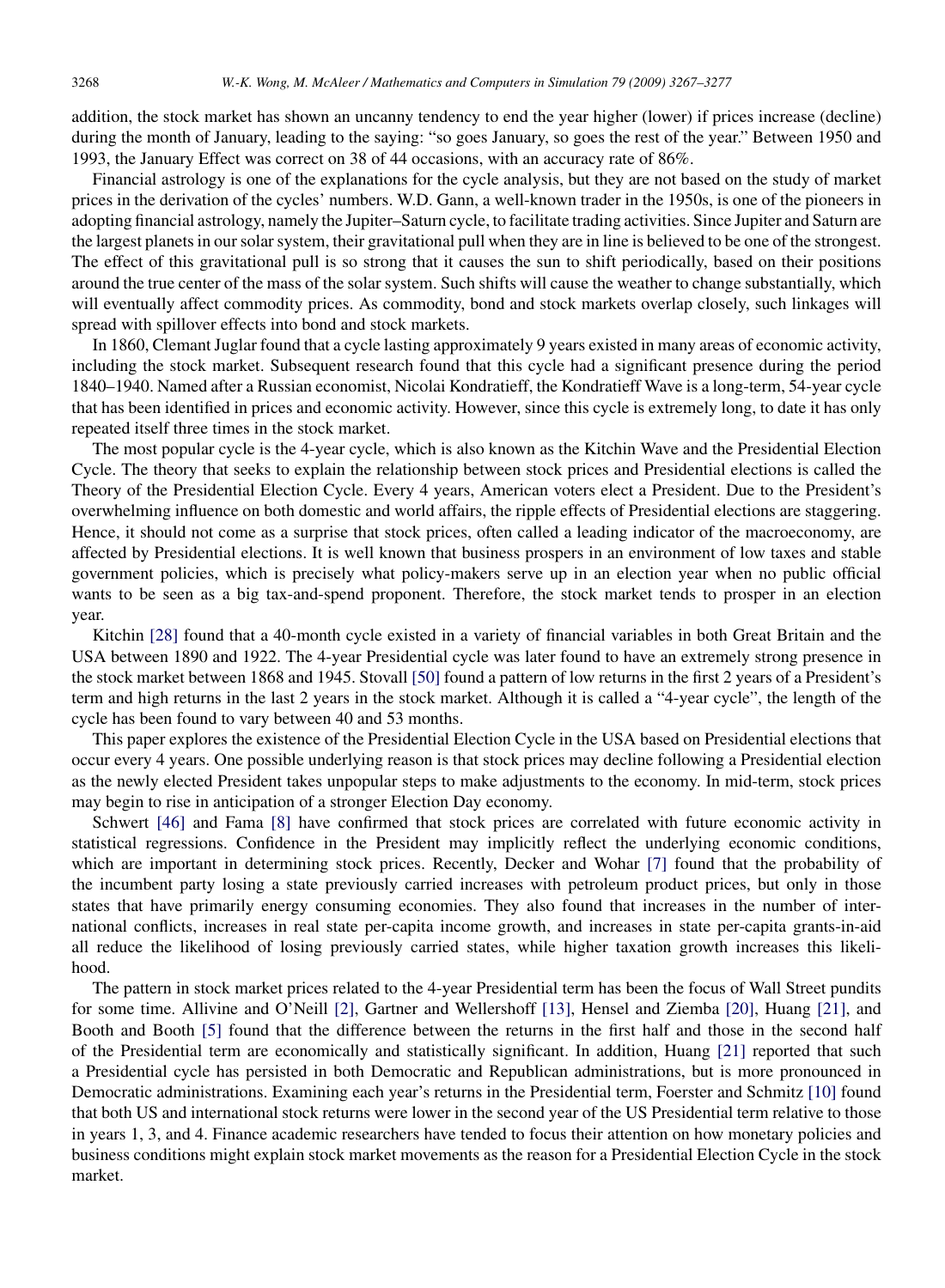addition, the stock market has shown an uncanny tendency to end the year higher (lower) if prices increase (decline) during the month of January, leading to the saying: "so goes January, so goes the rest of the year." Between 1950 and 1993, the January Effect was correct on 38 of 44 occasions, with an accuracy rate of 86%.

Financial astrology is one of the explanations for the cycle analysis, but they are not based on the study of market prices in the derivation of the cycles' numbers. W.D. Gann, a well-known trader in the 1950s, is one of the pioneers in adopting financial astrology, namely the Jupiter–Saturn cycle, to facilitate trading activities. Since Jupiter and Saturn are the largest planets in our solar system, their gravitational pull when they are in line is believed to be one of the strongest. The effect of this gravitational pull is so strong that it causes the sun to shift periodically, based on their positions around the true center of the mass of the solar system. Such shifts will cause the weather to change substantially, which will eventually affect commodity prices. As commodity, bond and stock markets overlap closely, such linkages will spread with spillover effects into bond and stock markets.

In 1860, Clemant Juglar found that a cycle lasting approximately 9 years existed in many areas of economic activity, including the stock market. Subsequent research found that this cycle had a significant presence during the period 1840–1940. Named after a Russian economist, Nicolai Kondratieff, the Kondratieff Wave is a long-term, 54-year cycle that has been identified in prices and economic activity. However, since this cycle is extremely long, to date it has only repeated itself three times in the stock market.

The most popular cycle is the 4-year cycle, which is also known as the Kitchin Wave and the Presidential Election Cycle. The theory that seeks to explain the relationship between stock prices and Presidential elections is called the Theory of the Presidential Election Cycle. Every 4 years, American voters elect a President. Due to the President's overwhelming influence on both domestic and world affairs, the ripple effects of Presidential elections are staggering. Hence, it should not come as a surprise that stock prices, often called a leading indicator of the macroeconomy, are affected by Presidential elections. It is well known that business prospers in an environment of low taxes and stable government policies, which is precisely what policy-makers serve up in an election year when no public official wants to be seen as a big tax-and-spend proponent. Therefore, the stock market tends to prosper in an election year.

Kitchin [28] found that a 40-month cycle existed in a variety of financial variables in both Great Britain and the USA between 1890 and 1922. The 4-year Presidential cycle was later found to have an extremely strong presence in the stock market between 1868 and 1945. Stovall [50] found a pattern of low returns in the first 2 years of a President's term and high returns in the last 2 years in the stock market. Although it is called a "4-year cycle", the length of the cycle has been found to vary between 40 and 53 months.

This paper explores the existence of the Presidential Election Cycle in the USA based on Presidential elections that occur every 4 years. One possible underlying reason is that stock prices may decline following a Presidential election as the newly elected President takes unpopular steps to make adjustments to the economy. In mid-term, stock prices may begin to rise in anticipation of a stronger Election Day economy.

Schwert [46] and Fama [8] have confirmed that stock prices are correlated with future economic activity in statistical regressions. Confidence in the President may implicitly reflect the underlying economic conditions, which are important in determining stock prices. Recently, Decker and Wohar [7] found that the probability of the incumbent party losing a state previously carried increases with petroleum product prices, but only in those states that have primarily energy consuming economies. They also found that increases in the number of international conflicts, increases in real state per-capita income growth, and increases in state per-capita grants-in-aid all reduce the likelihood of losing previously carried states, while higher taxation growth increases this likelihood.

The pattern in stock market prices related to the 4-year Presidential term has been the focus of Wall Street pundits for some time. Allivine and O'Neill [2], Gartner and Wellershoff [13], Hensel and Ziemba [20], Huang [21], and Booth and Booth [5] found that the difference between the returns in the first half and those in the second half of the Presidential term are economically and statistically significant. In addition, Huang [21] reported that such a Presidential cycle has persisted in both Democratic and Republican administrations, but is more pronounced in Democratic administrations. Examining each year's returns in the Presidential term, Foerster and Schmitz [10] found that both US and international stock returns were lower in the second year of the US Presidential term relative to those in years 1, 3, and 4. Finance academic researchers have tended to focus their attention on how monetary policies and business conditions might explain stock market movements as the reason for a Presidential Election Cycle in the stock market.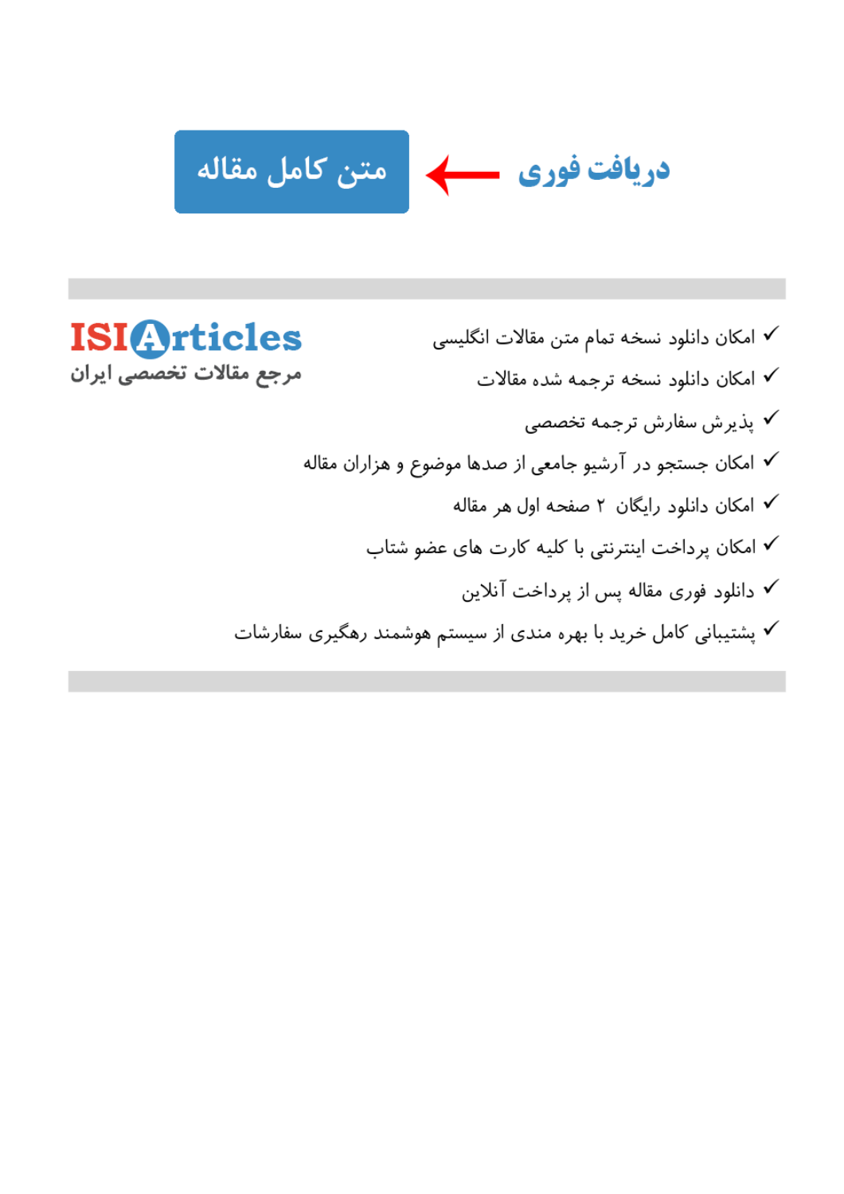دریافت فوری ← متن کامل مقاله

**ISIArticles**
مرجع مقالات تخصصی ایران

- ✓ امکان دانلود نسخه تمام متن مقالات انگلیسی
- ✓ امکان دانلود نسخه ترجمه شده مقالات
- ✓ پذیرش سفارش ترجمه تخصصی
- ✓ امکان جستجو در آرشیو جامعی از صدها موضوع و هزاران مقاله
- ✓ امکان دانلود رایگان ۲ صفحه اول هر مقاله
- ✓ امکان پرداخت اینترنتی با کلیه کارت های عضو شتاب
- ✓ دانلود فوری مقاله پس از پرداخت آنلاین
- ✓ پشتیبانی کامل خرید با بهره مندی از سیستم هوشمند رهگیری سفارشات